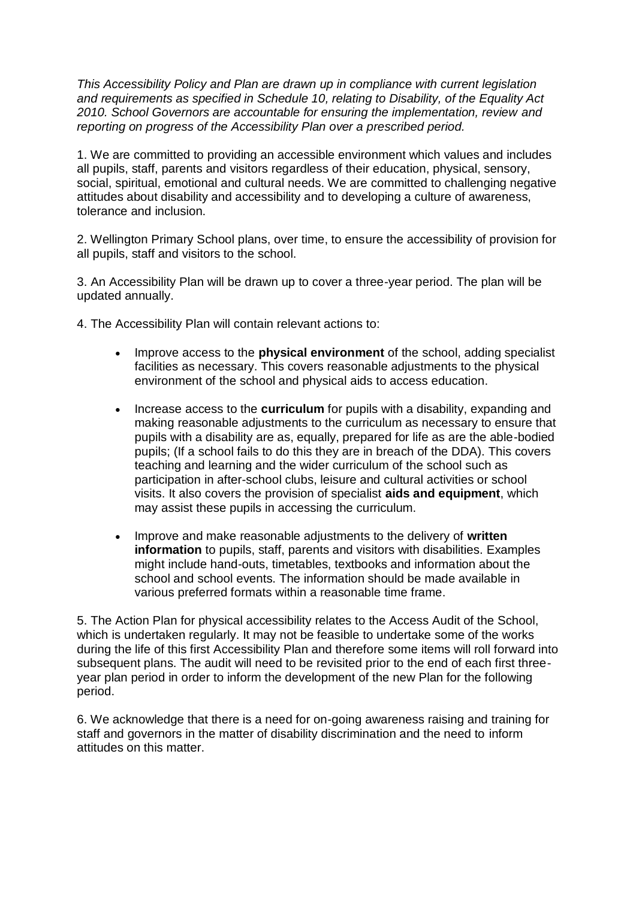*This Accessibility Policy and Plan are drawn up in compliance with current legislation and requirements as specified in Schedule 10, relating to Disability, of the Equality Act 2010. School Governors are accountable for ensuring the implementation, review and reporting on progress of the Accessibility Plan over a prescribed period.*

1. We are committed to providing an accessible environment which values and includes all pupils, staff, parents and visitors regardless of their education, physical, sensory, social, spiritual, emotional and cultural needs. We are committed to challenging negative attitudes about disability and accessibility and to developing a culture of awareness, tolerance and inclusion.

2. Wellington Primary School plans, over time, to ensure the accessibility of provision for all pupils, staff and visitors to the school.

3. An Accessibility Plan will be drawn up to cover a three-year period. The plan will be updated annually.

4. The Accessibility Plan will contain relevant actions to:

- Improve access to the **physical environment** of the school, adding specialist facilities as necessary. This covers reasonable adjustments to the physical environment of the school and physical aids to access education.

- Increase access to the **curriculum** for pupils with a disability, expanding and making reasonable adjustments to the curriculum as necessary to ensure that pupils with a disability are as, equally, prepared for life as are the able-bodied pupils; (If a school fails to do this they are in breach of the DDA). This covers teaching and learning and the wider curriculum of the school such as participation in after-school clubs, leisure and cultural activities or school visits. It also covers the provision of specialist **aids and equipment**, which may assist these pupils in accessing the curriculum.

- Improve and make reasonable adjustments to the delivery of **written information** to pupils, staff, parents and visitors with disabilities. Examples might include hand-outs, timetables, textbooks and information about the school and school events. The information should be made available in various preferred formats within a reasonable time frame.

5. The Action Plan for physical accessibility relates to the Access Audit of the School, which is undertaken regularly. It may not be feasible to undertake some of the works during the life of this first Accessibility Plan and therefore some items will roll forward into subsequent plans. The audit will need to be revisited prior to the end of each first three-year plan period in order to inform the development of the new Plan for the following period.

6. We acknowledge that there is a need for on-going awareness raising and training for staff and governors in the matter of disability discrimination and the need to inform attitudes on this matter.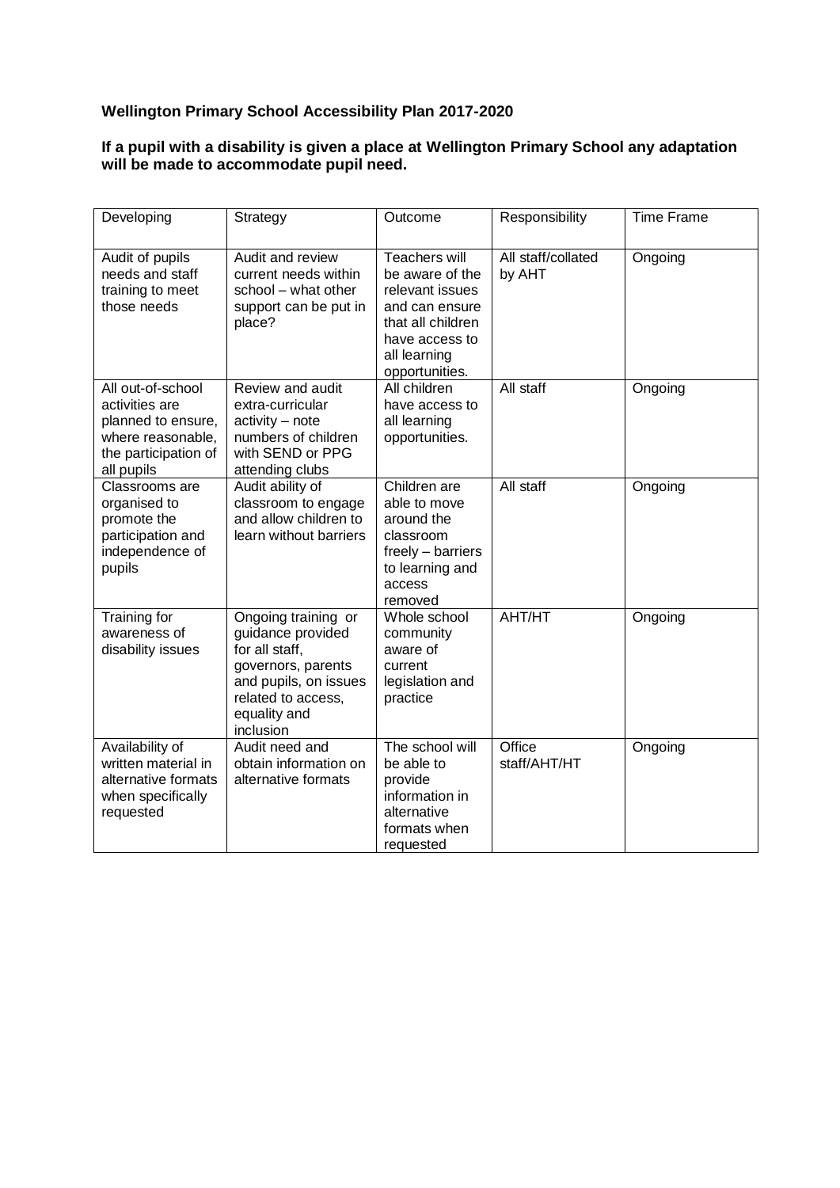**Wellington Primary School Accessibility Plan 2017-2020**

**If a pupil with a disability is given a place at Wellington Primary School any adaptation will be made to accommodate pupil need.**

| Developing | Strategy | Outcome | Responsibility | Time Frame |
|---|---|---|---|---|
| Audit of pupils needs and staff training to meet those needs | Audit and review current needs within school – what other support can be put in place? | Teachers will be aware of the relevant issues and can ensure that all children have access to all learning opportunities. | All staff/collated by AHT | Ongoing |
| All out-of-school activities are planned to ensure, where reasonable, the participation of all pupils | Review and audit extra-curricular activity – note numbers of children with SEND or PPG attending clubs | All children have access to all learning opportunities. | All staff | Ongoing |
| Classrooms are organised to promote the participation and independence of pupils | Audit ability of classroom to engage and allow children to learn without barriers | Children are able to move around the classroom freely – barriers to learning and access removed | All staff | Ongoing |
| Training for awareness of disability issues | Ongoing training or guidance provided for all staff, governors, parents and pupils, on issues related to access, equality and inclusion | Whole school community aware of current legislation and practice | AHT/HT | Ongoing |
| Availability of written material in alternative formats when specifically requested | Audit need and obtain information on alternative formats | The school will be able to provide information in alternative formats when requested | Office staff/AHT/HT | Ongoing |